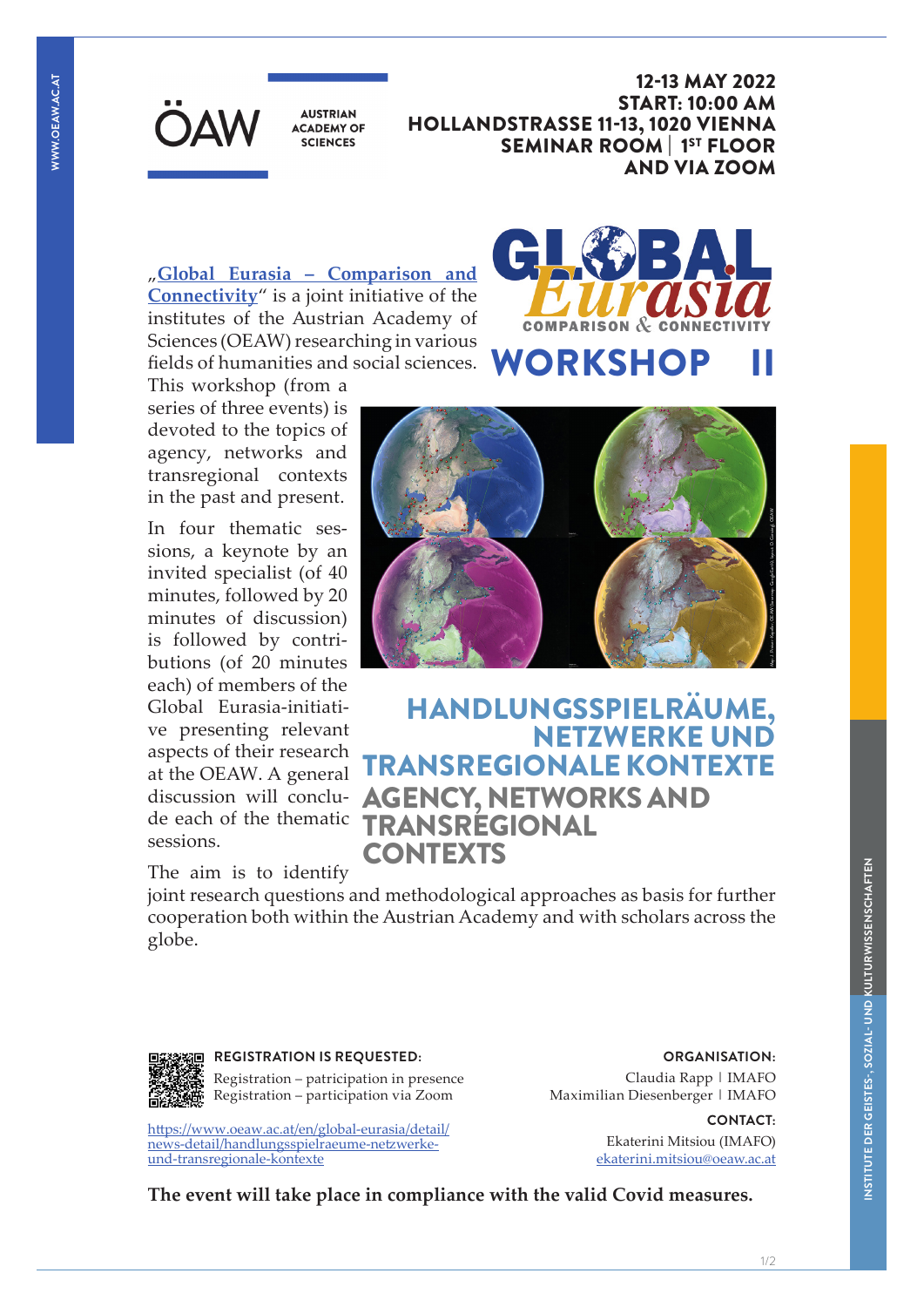ÖAW AUSTRIAN ACADEMY OF SCIENCES

**12-13 MAY 2022**
**START: 10:00 AM**
**HOLLANDSTRASSE 11-13, 1020 VIENNA**
**SEMINAR ROOM | 1ST FLOOR**
**AND VIA ZOOM**

# GLOBAL Eurasia
COMPARISON & CONNECTIVITY

# WORKSHOP II

„**Global Eurasia – Comparison and Connectivity**" is a joint initiative of the institutes of the Austrian Academy of Sciences (OEAW) researching in various fields of humanities and social sciences. This workshop (from a series of three events) is devoted to the topics of agency, networks and transregional contexts in the past and present.

In four thematic sessions, a keynote by an invited specialist (of 40 minutes, followed by 20 minutes of discussion) is followed by contributions (of 20 minutes each) of members of the Global Eurasia-initiative presenting relevant aspects of their research at the OEAW. A general discussion will conclude each of the thematic sessions.

The aim is to identify joint research questions and methodological approaches as basis for further cooperation both within the Austrian Academy and with scholars across the globe.

## HANDLUNGSSPIELRÄUME, NETZWERKE UND TRANSREGIONALE KONTEXTE

## AGENCY, NETWORKS AND TRANSREGIONAL CONTEXTS

**REGISTRATION IS REQUESTED:**

Registration – patricipation in presence
Registration – participation via Zoom

https://www.oeaw.ac.at/en/global-eurasia/detail/news-detail/handlungsspielraeume-netzwerke-und-transregionale-kontexte

**ORGANISATION:**

Claudia Rapp | IMAFO
Maximilian Diesenberger | IMAFO

**CONTACT:**

Ekaterini Mitsiou (IMAFO)
ekaterini.mitsiou@oeaw.ac.at

**The event will take place in compliance with the valid Covid measures.**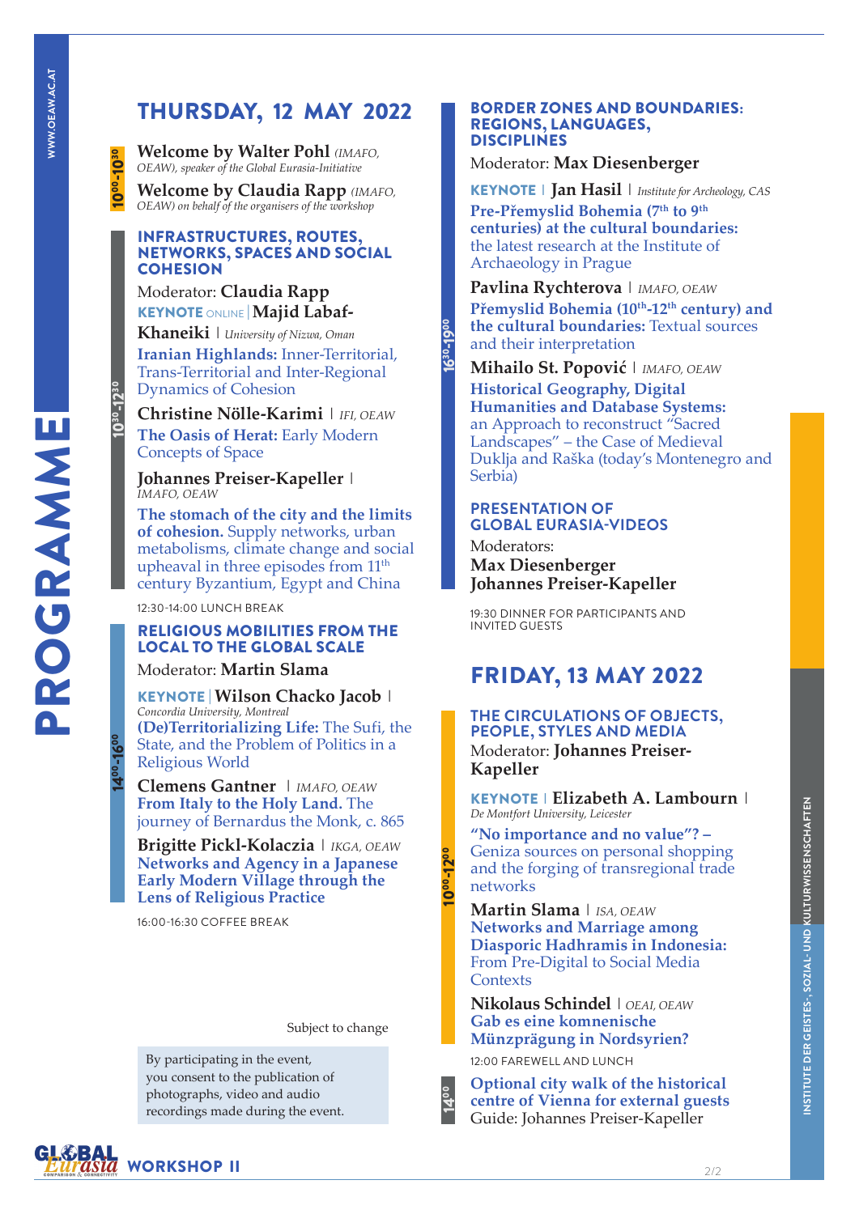# PROGRAMME

## THURSDAY, 12 MAY 2022

**10:00-10:30**

**Welcome by Walter Pohl** *(IMAFO, OEAW), speaker of the Global Eurasia-Initiative*

**Welcome by Claudia Rapp** *(IMAFO, OEAW) on behalf of the organisers of the workshop*

**10:30-12:30**

### INFRASTRUCTURES, ROUTES, NETWORKS, SPACES AND SOCIAL COHESION

Moderator: **Claudia Rapp**

KEYNOTE ONLINE | **Majid Labaf-Khaneiki** | *University of Nizwa, Oman*

**Iranian Highlands:** Inner-Territorial, Trans-Territorial and Inter-Regional Dynamics of Cohesion

**Christine Nölle-Karimi** | *IFI, OEAW*

**The Oasis of Herat:** Early Modern Concepts of Space

**Johannes Preiser-Kapeller** | *IMAFO, OEAW*

**The stomach of the city and the limits of cohesion.** Supply networks, urban metabolisms, climate change and social upheaval in three episodes from 11th century Byzantium, Egypt and China

12:30-14:00 LUNCH BREAK

**14:00-16:00**

### RELIGIOUS MOBILITIES FROM THE LOCAL TO THE GLOBAL SCALE

Moderator: **Martin Slama**

KEYNOTE | **Wilson Chacko Jacob** | *Concordia University, Montreal*

**(De)Territorializing Life:** The Sufi, the State, and the Problem of Politics in a Religious World

**Clemens Gantner** | *IMAFO, OEAW*

**From Italy to the Holy Land.** The journey of Bernardus the Monk, c. 865

**Brigitte Pickl-Kolaczia** | *IKGA, OEAW*

**Networks and Agency in a Japanese Early Modern Village through the Lens of Religious Practice**

16:00-16:30 COFFEE BREAK

**16:30-19:00**

### BORDER ZONES AND BOUNDARIES: REGIONS, LANGUAGES, DISCIPLINES

Moderator: **Max Diesenberger**

KEYNOTE | **Jan Hasil** | *Institute for Archeology, CAS*

**Pre-Přemyslid Bohemia (7th to 9th centuries) at the cultural boundaries:** the latest research at the Institute of Archaeology in Prague

**Pavlina Rychterova** | *IMAFO, OEAW*

**Přemyslid Bohemia (10th-12th century) and the cultural boundaries:** Textual sources and their interpretation

**Mihailo St. Popović** | *IMAFO, OEAW*

**Historical Geography, Digital Humanities and Database Systems:** an Approach to reconstruct "Sacred Landscapes" – the Case of Medieval Duklja and Raška (today's Montenegro and Serbia)

### PRESENTATION OF GLOBAL EURASIA-VIDEOS

Moderators:
**Max Diesenberger**
**Johannes Preiser-Kapeller**

19:30 DINNER FOR PARTICIPANTS AND INVITED GUESTS

## FRIDAY, 13 MAY 2022

**10:00-12:00**

### THE CIRCULATIONS OF OBJECTS, PEOPLE, STYLES AND MEDIA

Moderator: **Johannes Preiser-Kapeller**

KEYNOTE | **Elizabeth A. Lambourn** | *De Montfort University, Leicester*

**"No importance and no value"? –** Geniza sources on personal shopping and the forging of transregional trade networks

**Martin Slama** | *ISA, OEAW*

**Networks and Marriage among Diasporic Hadhramis in Indonesia:** From Pre-Digital to Social Media Contexts

**Nikolaus Schindel** | *OEAI, OEAW*

**Gab es eine komnenische Münzprägung in Nordsyrien?**

12:00 FAREWELL AND LUNCH

**14:00**

**Optional city walk of the historical centre of Vienna for external guests**
Guide: Johannes Preiser-Kapeller

Subject to change

By participating in the event, you consent to the publication of photographs, video and audio recordings made during the event.

GLOBAL Eurasia WORKSHOP II